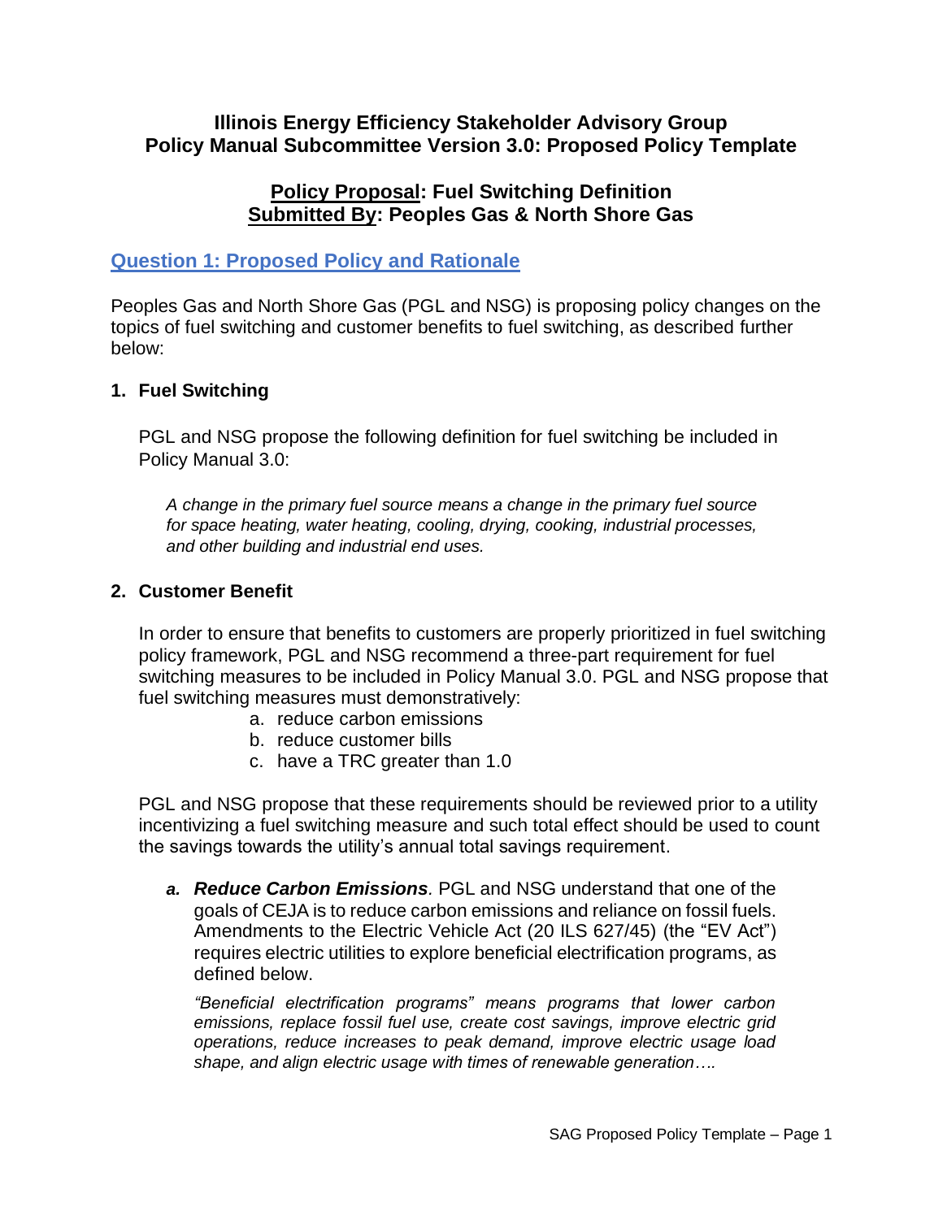**Illinois Energy Efficiency Stakeholder Advisory Group**
**Policy Manual Subcommittee Version 3.0: Proposed Policy Template**

**Policy Proposal: Fuel Switching Definition**
**Submitted By: Peoples Gas & North Shore Gas**

## Question 1: Proposed Policy and Rationale

Peoples Gas and North Shore Gas (PGL and NSG) is proposing policy changes on the topics of fuel switching and customer benefits to fuel switching, as described further below:

### 1. Fuel Switching

PGL and NSG propose the following definition for fuel switching be included in Policy Manual 3.0:

*A change in the primary fuel source means a change in the primary fuel source for space heating, water heating, cooling, drying, cooking, industrial processes, and other building and industrial end uses.*

### 2. Customer Benefit

In order to ensure that benefits to customers are properly prioritized in fuel switching policy framework, PGL and NSG recommend a three-part requirement for fuel switching measures to be included in Policy Manual 3.0. PGL and NSG propose that fuel switching measures must demonstratively:

a. reduce carbon emissions
b. reduce customer bills
c. have a TRC greater than 1.0

PGL and NSG propose that these requirements should be reviewed prior to a utility incentivizing a fuel switching measure and such total effect should be used to count the savings towards the utility's annual total savings requirement.

*a.* ***Reduce Carbon Emissions***. PGL and NSG understand that one of the goals of CEJA is to reduce carbon emissions and reliance on fossil fuels. Amendments to the Electric Vehicle Act (20 ILS 627/45) (the "EV Act") requires electric utilities to explore beneficial electrification programs, as defined below.

*"Beneficial electrification programs" means programs that lower carbon emissions, replace fossil fuel use, create cost savings, improve electric grid operations, reduce increases to peak demand, improve electric usage load shape, and align electric usage with times of renewable generation….*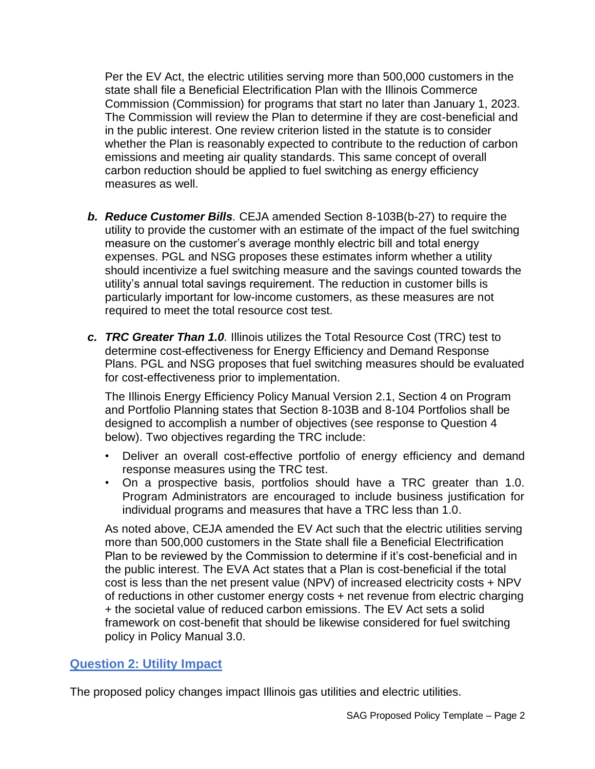Per the EV Act, the electric utilities serving more than 500,000 customers in the state shall file a Beneficial Electrification Plan with the Illinois Commerce Commission (Commission) for programs that start no later than January 1, 2023. The Commission will review the Plan to determine if they are cost-beneficial and in the public interest. One review criterion listed in the statute is to consider whether the Plan is reasonably expected to contribute to the reduction of carbon emissions and meeting air quality standards. This same concept of overall carbon reduction should be applied to fuel switching as energy efficiency measures as well.

**b. *Reduce Customer Bills*.** CEJA amended Section 8-103B(b-27) to require the utility to provide the customer with an estimate of the impact of the fuel switching measure on the customer's average monthly electric bill and total energy expenses. PGL and NSG proposes these estimates inform whether a utility should incentivize a fuel switching measure and the savings counted towards the utility's annual total savings requirement. The reduction in customer bills is particularly important for low-income customers, as these measures are not required to meet the total resource cost test.

**c. *TRC Greater Than 1.0*.** Illinois utilizes the Total Resource Cost (TRC) test to determine cost-effectiveness for Energy Efficiency and Demand Response Plans. PGL and NSG proposes that fuel switching measures should be evaluated for cost-effectiveness prior to implementation.

The Illinois Energy Efficiency Policy Manual Version 2.1, Section 4 on Program and Portfolio Planning states that Section 8-103B and 8-104 Portfolios shall be designed to accomplish a number of objectives (see response to Question 4 below). Two objectives regarding the TRC include:

- Deliver an overall cost-effective portfolio of energy efficiency and demand response measures using the TRC test.
- On a prospective basis, portfolios should have a TRC greater than 1.0. Program Administrators are encouraged to include business justification for individual programs and measures that have a TRC less than 1.0.

As noted above, CEJA amended the EV Act such that the electric utilities serving more than 500,000 customers in the State shall file a Beneficial Electrification Plan to be reviewed by the Commission to determine if it's cost-beneficial and in the public interest. The EVA Act states that a Plan is cost-beneficial if the total cost is less than the net present value (NPV) of increased electricity costs + NPV of reductions in other customer energy costs + net revenue from electric charging + the societal value of reduced carbon emissions. The EV Act sets a solid framework on cost-benefit that should be likewise considered for fuel switching policy in Policy Manual 3.0.

## Question 2: Utility Impact

The proposed policy changes impact Illinois gas utilities and electric utilities.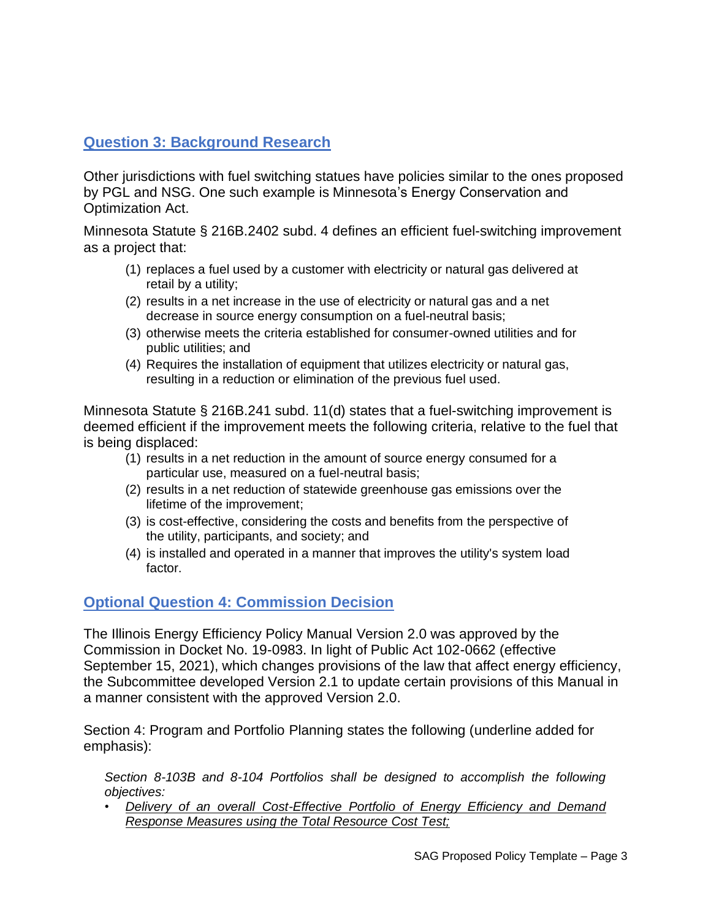## Question 3: Background Research

Other jurisdictions with fuel switching statues have policies similar to the ones proposed by PGL and NSG. One such example is Minnesota's Energy Conservation and Optimization Act.

Minnesota Statute § 216B.2402 subd. 4 defines an efficient fuel-switching improvement as a project that:

(1) replaces a fuel used by a customer with electricity or natural gas delivered at retail by a utility;
(2) results in a net increase in the use of electricity or natural gas and a net decrease in source energy consumption on a fuel-neutral basis;
(3) otherwise meets the criteria established for consumer-owned utilities and for public utilities; and
(4) Requires the installation of equipment that utilizes electricity or natural gas, resulting in a reduction or elimination of the previous fuel used.

Minnesota Statute § 216B.241 subd. 11(d) states that a fuel-switching improvement is deemed efficient if the improvement meets the following criteria, relative to the fuel that is being displaced:

(1) results in a net reduction in the amount of source energy consumed for a particular use, measured on a fuel-neutral basis;
(2) results in a net reduction of statewide greenhouse gas emissions over the lifetime of the improvement;
(3) is cost-effective, considering the costs and benefits from the perspective of the utility, participants, and society; and
(4) is installed and operated in a manner that improves the utility's system load factor.

## Optional Question 4: Commission Decision

The Illinois Energy Efficiency Policy Manual Version 2.0 was approved by the Commission in Docket No. 19-0983. In light of Public Act 102-0662 (effective September 15, 2021), which changes provisions of the law that affect energy efficiency, the Subcommittee developed Version 2.1 to update certain provisions of this Manual in a manner consistent with the approved Version 2.0.

Section 4: Program and Portfolio Planning states the following (underline added for emphasis):

*Section 8-103B and 8-104 Portfolios shall be designed to accomplish the following objectives:*

- *<u>Delivery of an overall Cost-Effective Portfolio of Energy Efficiency and Demand Response Measures using the Total Resource Cost Test;</u>*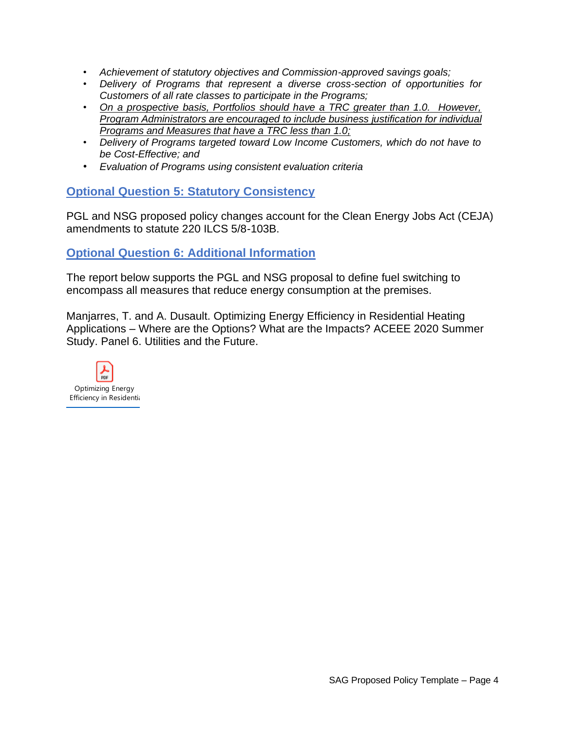- *Achievement of statutory objectives and Commission-approved savings goals;*
- *Delivery of Programs that represent a diverse cross-section of opportunities for Customers of all rate classes to participate in the Programs;*
- *On a prospective basis, Portfolios should have a TRC greater than 1.0. However, Program Administrators are encouraged to include business justification for individual Programs and Measures that have a TRC less than 1.0;*
- *Delivery of Programs targeted toward Low Income Customers, which do not have to be Cost-Effective; and*
- *Evaluation of Programs using consistent evaluation criteria*

## Optional Question 5: Statutory Consistency

PGL and NSG proposed policy changes account for the Clean Energy Jobs Act (CEJA) amendments to statute 220 ILCS 5/8-103B.

## Optional Question 6: Additional Information

The report below supports the PGL and NSG proposal to define fuel switching to encompass all measures that reduce energy consumption at the premises.

Manjarres, T. and A. Dusault. Optimizing Energy Efficiency in Residential Heating Applications – Where are the Options? What are the Impacts? ACEEE 2020 Summer Study. Panel 6. Utilities and the Future.

Optimizing Energy Efficiency in Residenti